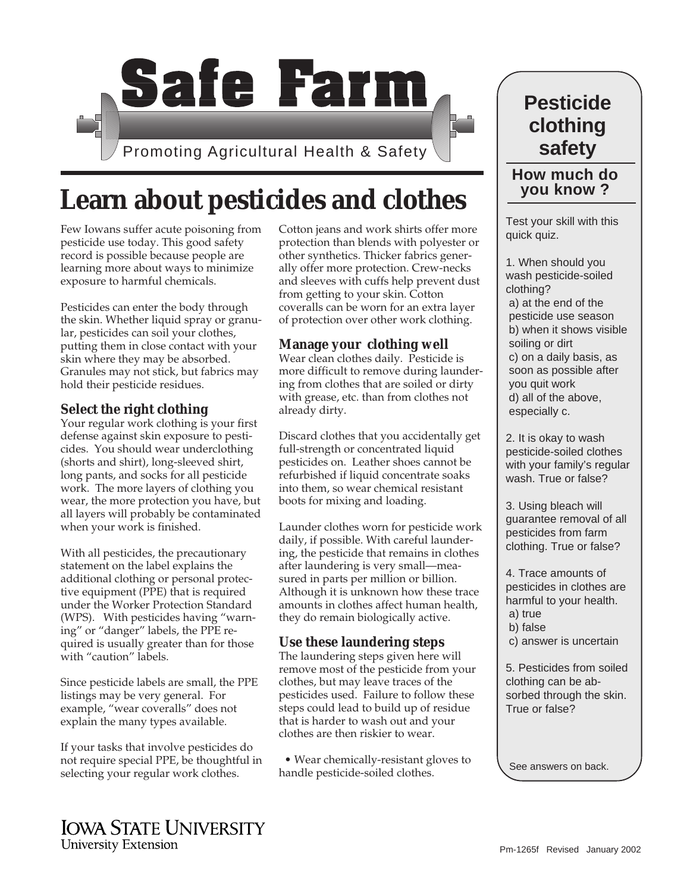# Safe Farm

Promoting Agricultural Health & Safety

## Learn about pesticides and clothes

Few Iowans suffer acute poisoning from pesticide use today. This good safety record is possible because people are learning more about ways to minimize exposure to harmful chemicals.

Pesticides can enter the body through the skin. Whether liquid spray or granular, pesticides can soil your clothes, putting them in close contact with your skin where they may be absorbed. Granules may not stick, but fabrics may hold their pesticide residues.

### Select the right clothing

Your regular work clothing is your first defense against skin exposure to pesticides. You should wear underclothing (shorts and shirt), long-sleeved shirt, long pants, and socks for all pesticide work. The more layers of clothing you wear, the more protection you have, but all layers will probably be contaminated when your work is finished.

With all pesticides, the precautionary statement on the label explains the additional clothing or personal protective equipment (PPE) that is required under the Worker Protection Standard (WPS). With pesticides having "warning" or "danger" labels, the PPE required is usually greater than for those with "caution" labels.

Since pesticide labels are small, the PPE listings may be very general. For example, "wear coveralls" does not explain the many types available.

If your tasks that involve pesticides do not require special PPE, be thoughtful in selecting your regular work clothes.

Cotton jeans and work shirts offer more protection than blends with polyester or other synthetics. Thicker fabrics generally offer more protection. Crew-necks and sleeves with cuffs help prevent dust from getting to your skin. Cotton coveralls can be worn for an extra layer of protection over other work clothing.

### Manage your clothing well

Wear clean clothes daily. Pesticide is more difficult to remove during laundering from clothes that are soiled or dirty with grease, etc. than from clothes not already dirty.

Discard clothes that you accidentally get full-strength or concentrated liquid pesticides on. Leather shoes cannot be refurbished if liquid concentrate soaks into them, so wear chemical resistant boots for mixing and loading.

Launder clothes worn for pesticide work daily, if possible. With careful laundering, the pesticide that remains in clothes after laundering is very small—measured in parts per million or billion. Although it is unknown how these trace amounts in clothes affect human health, they do remain biologically active.

### Use these laundering steps

The laundering steps given here will remove most of the pesticide from your clothes, but may leave traces of the pesticides used. Failure to follow these steps could lead to build up of residue that is harder to wash out and your clothes are then riskier to wear.

- Wear chemically-resistant gloves to handle pesticide-soiled clothes.

---

## Pesticide clothing safety

### How much do you know ?

Test your skill with this quick quiz.

1. When should you wash pesticide-soiled clothing?
   a) at the end of the pesticide use season
   b) when it shows visible soiling or dirt
   c) on a daily basis, as soon as possible after you quit work
   d) all of the above, especially c.

2. It is okay to wash pesticide-soiled clothes with your family's regular wash. True or false?

3. Using bleach will guarantee removal of all pesticides from farm clothing. True or false?

4. Trace amounts of pesticides in clothes are harmful to your health.
   a) true
   b) false
   c) answer is uncertain

5. Pesticides from soiled clothing can be absorbed through the skin. True or false?

See answers on back.

---

IOWA STATE UNIVERSITY
University Extension

Pm-1265f Revised January 2002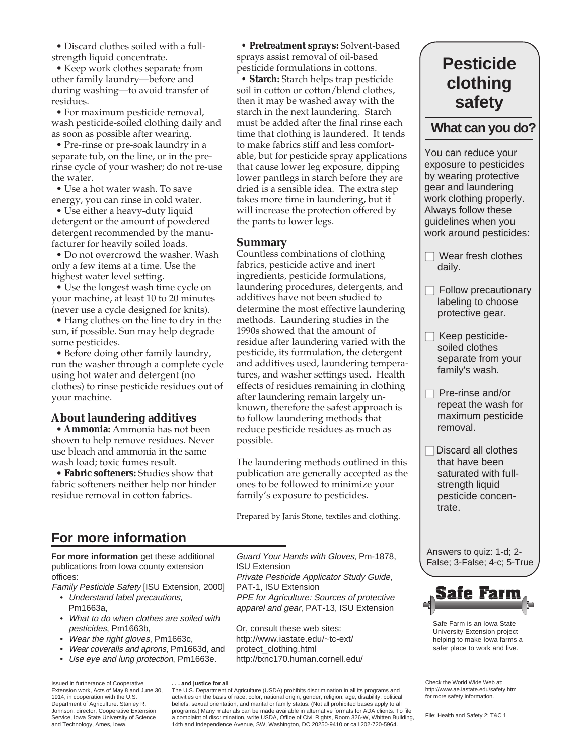- Discard clothes soiled with a full-strength liquid concentrate.
- Keep work clothes separate from other family laundry—before and during washing—to avoid transfer of residues.
- For maximum pesticide removal, wash pesticide-soiled clothing daily and as soon as possible after wearing.
- Pre-rinse or pre-soak laundry in a separate tub, on the line, or in the pre-rinse cycle of your washer; do not re-use the water.
- Use a hot water wash. To save energy, you can rinse in cold water.
- Use either a heavy-duty liquid detergent or the amount of powdered detergent recommended by the manufacturer for heavily soiled loads.
- Do not overcrowd the washer. Wash only a few items at a time. Use the highest water level setting.
- Use the longest wash time cycle on your machine, at least 10 to 20 minutes (never use a cycle designed for knits).
- Hang clothes on the line to dry in the sun, if possible. Sun may help degrade some pesticides.
- Before doing other family laundry, run the washer through a complete cycle using hot water and detergent (no clothes) to rinse pesticide residues out of your machine.

## About laundering additives

- **Ammonia:** Ammonia has not been shown to help remove residues. Never use bleach and ammonia in the same wash load; toxic fumes result.
- **Fabric softeners:** Studies show that fabric softeners neither help nor hinder residue removal in cotton fabrics.
- **Pretreatment sprays:** Solvent-based sprays assist removal of oil-based pesticide formulations in cottons.
- **Starch:** Starch helps trap pesticide soil in cotton or cotton/blend clothes, then it may be washed away with the starch in the next laundering. Starch must be added after the final rinse each time that clothing is laundered. It tends to make fabrics stiff and less comfortable, but for pesticide spray applications that cause lower leg exposure, dipping lower pantlegs in starch before they are dried is a sensible idea. The extra step takes more time in laundering, but it will increase the protection offered by the pants to lower legs.

## Summary

Countless combinations of clothing fabrics, pesticide active and inert ingredients, pesticide formulations, laundering procedures, detergents, and additives have not been studied to determine the most effective laundering methods. Laundering studies in the 1990s showed that the amount of residue after laundering varied with the pesticide, its formulation, the detergent and additives used, laundering temperatures, and washer settings used. Health effects of residues remaining in clothing after laundering remain largely unknown, therefore the safest approach is to follow laundering methods that reduce pesticide residues as much as possible.

The laundering methods outlined in this publication are generally accepted as the ones to be followed to minimize your family's exposure to pesticides.

Prepared by Janis Stone, textiles and clothing.

# Pesticide clothing safety

## What can you do?

You can reduce your exposure to pesticides by wearing protective gear and laundering work clothing properly. Always follow these guidelines when you work around pesticides:

- ☐ Wear fresh clothes daily.
- ☐ Follow precautionary labeling to choose protective gear.
- ☐ Keep pesticide-soiled clothes separate from your family's wash.
- ☐ Pre-rinse and/or repeat the wash for maximum pesticide removal.
- ☐ Discard all clothes that have been saturated with full-strength liquid pesticide concentrate.

Answers to quiz: 1-d; 2-False; 3-False; 4-c; 5-True

## For more information

**For more information** get these additional publications from Iowa county extension offices:

*Family Pesticide Safety* [ISU Extension, 2000]

- *Understand label precautions*, Pm1663a,
- *What to do when clothes are soiled with pesticides*, Pm1663b,
- *Wear the right gloves*, Pm1663c,
- *Wear coveralls and aprons*, Pm1663d, and
- *Use eye and lung protection*, Pm1663e.

*Guard Your Hands with Gloves*, Pm-1878, ISU Extension

*Private Pesticide Applicator Study Guide*, PAT-1, ISU Extension

*PPE for Agriculture: Sources of protective apparel and gear*, PAT-13, ISU Extension

Or, consult these web sites:
http://www.iastate.edu/~tc-ext/protect_clothing.html
http://txnc170.human.cornell.edu/

**Safe Farm**

Safe Farm is an Iowa State University Extension project helping to make Iowa farms a safer place to work and live.

Issued in furtherance of Cooperative Extension work, Acts of May 8 and June 30, 1914, in cooperation with the U.S. Department of Agriculture. Stanley R. Johnson, director, Cooperative Extension Service, Iowa State University of Science and Technology, Ames, Iowa.

**. . . and justice for all**
The U.S. Department of Agriculture (USDA) prohibits discrimination in all its programs and activities on the basis of race, color, national origin, gender, religion, age, disability, political beliefs, sexual orientation, and marital or family status. (Not all prohibited bases apply to all programs.) Many materials can be made available in alternative formats for ADA clients. To file a complaint of discrimination, write USDA, Office of Civil Rights, Room 326-W, Whitten Building, 14th and Independence Avenue, SW, Washington, DC 20250-9410 or call 202-720-5964.

Check the World Wide Web at: http://www.ae.iastate.edu/safety.htm for more safety information.

File: Health and Safety 2; T&C 1